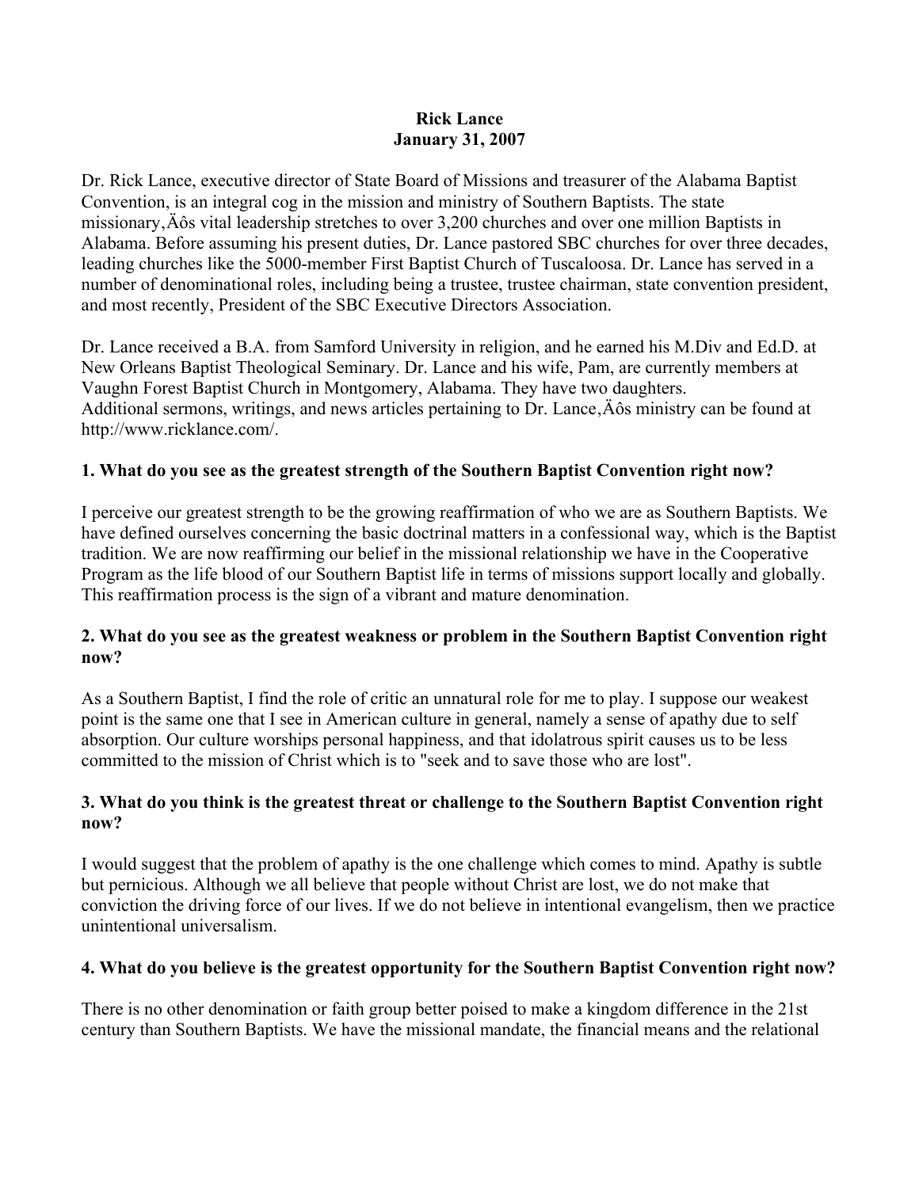**Rick Lance**
**January 31, 2007**

Dr. Rick Lance, executive director of State Board of Missions and treasurer of the Alabama Baptist Convention, is an integral cog in the mission and ministry of Southern Baptists. The state missionary‚Äôs vital leadership stretches to over 3,200 churches and over one million Baptists in Alabama. Before assuming his present duties, Dr. Lance pastored SBC churches for over three decades, leading churches like the 5000-member First Baptist Church of Tuscaloosa. Dr. Lance has served in a number of denominational roles, including being a trustee, trustee chairman, state convention president, and most recently, President of the SBC Executive Directors Association.

Dr. Lance received a B.A. from Samford University in religion, and he earned his M.Div and Ed.D. at New Orleans Baptist Theological Seminary. Dr. Lance and his wife, Pam, are currently members at Vaughn Forest Baptist Church in Montgomery, Alabama. They have two daughters.
Additional sermons, writings, and news articles pertaining to Dr. Lance‚Äôs ministry can be found at http://www.ricklance.com/.

**1. What do you see as the greatest strength of the Southern Baptist Convention right now?**

I perceive our greatest strength to be the growing reaffirmation of who we are as Southern Baptists. We have defined ourselves concerning the basic doctrinal matters in a confessional way, which is the Baptist tradition. We are now reaffirming our belief in the missional relationship we have in the Cooperative Program as the life blood of our Southern Baptist life in terms of missions support locally and globally. This reaffirmation process is the sign of a vibrant and mature denomination.

**2. What do you see as the greatest weakness or problem in the Southern Baptist Convention right now?**

As a Southern Baptist, I find the role of critic an unnatural role for me to play. I suppose our weakest point is the same one that I see in American culture in general, namely a sense of apathy due to self absorption. Our culture worships personal happiness, and that idolatrous spirit causes us to be less committed to the mission of Christ which is to "seek and to save those who are lost".

**3. What do you think is the greatest threat or challenge to the Southern Baptist Convention right now?**

I would suggest that the problem of apathy is the one challenge which comes to mind. Apathy is subtle but pernicious. Although we all believe that people without Christ are lost, we do not make that conviction the driving force of our lives. If we do not believe in intentional evangelism, then we practice unintentional universalism.

**4. What do you believe is the greatest opportunity for the Southern Baptist Convention right now?**

There is no other denomination or faith group better poised to make a kingdom difference in the 21st century than Southern Baptists. We have the missional mandate, the financial means and the relational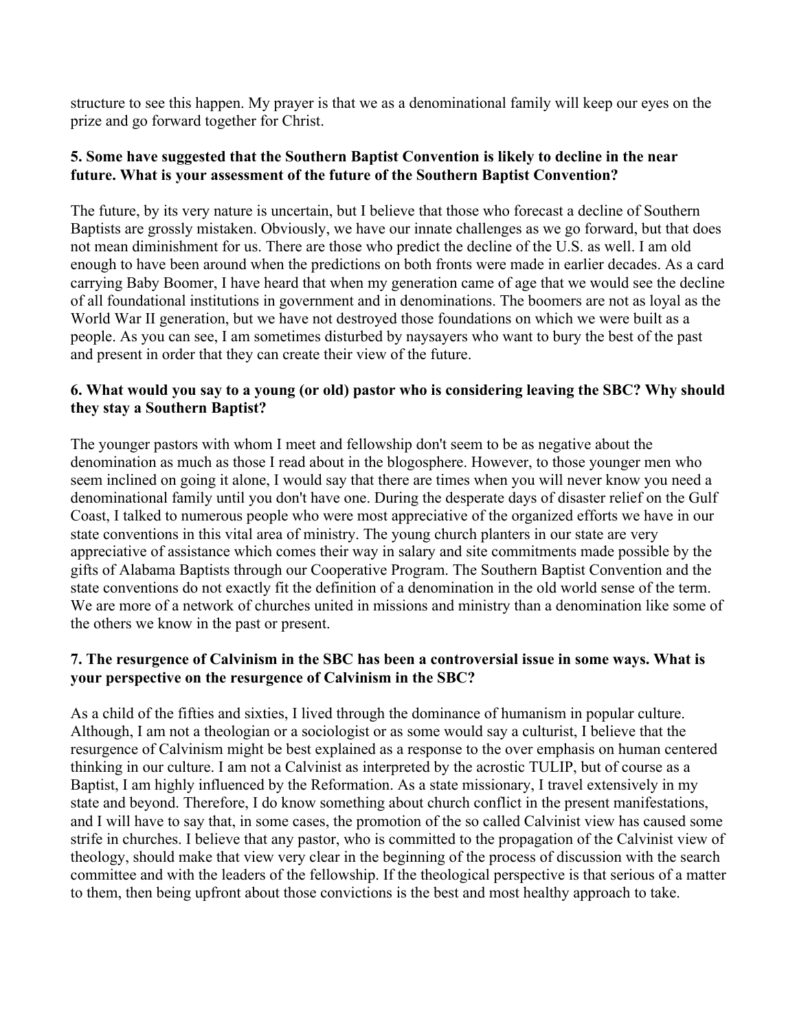structure to see this happen. My prayer is that we as a denominational family will keep our eyes on the prize and go forward together for Christ.

**5. Some have suggested that the Southern Baptist Convention is likely to decline in the near future. What is your assessment of the future of the Southern Baptist Convention?**

The future, by its very nature is uncertain, but I believe that those who forecast a decline of Southern Baptists are grossly mistaken. Obviously, we have our innate challenges as we go forward, but that does not mean diminishment for us. There are those who predict the decline of the U.S. as well. I am old enough to have been around when the predictions on both fronts were made in earlier decades. As a card carrying Baby Boomer, I have heard that when my generation came of age that we would see the decline of all foundational institutions in government and in denominations. The boomers are not as loyal as the World War II generation, but we have not destroyed those foundations on which we were built as a people. As you can see, I am sometimes disturbed by naysayers who want to bury the best of the past and present in order that they can create their view of the future.

**6. What would you say to a young (or old) pastor who is considering leaving the SBC? Why should they stay a Southern Baptist?**

The younger pastors with whom I meet and fellowship don't seem to be as negative about the denomination as much as those I read about in the blogosphere. However, to those younger men who seem inclined on going it alone, I would say that there are times when you will never know you need a denominational family until you don't have one. During the desperate days of disaster relief on the Gulf Coast, I talked to numerous people who were most appreciative of the organized efforts we have in our state conventions in this vital area of ministry. The young church planters in our state are very appreciative of assistance which comes their way in salary and site commitments made possible by the gifts of Alabama Baptists through our Cooperative Program. The Southern Baptist Convention and the state conventions do not exactly fit the definition of a denomination in the old world sense of the term. We are more of a network of churches united in missions and ministry than a denomination like some of the others we know in the past or present.

**7. The resurgence of Calvinism in the SBC has been a controversial issue in some ways. What is your perspective on the resurgence of Calvinism in the SBC?**

As a child of the fifties and sixties, I lived through the dominance of humanism in popular culture. Although, I am not a theologian or a sociologist or as some would say a culturist, I believe that the resurgence of Calvinism might be best explained as a response to the over emphasis on human centered thinking in our culture. I am not a Calvinist as interpreted by the acrostic TULIP, but of course as a Baptist, I am highly influenced by the Reformation. As a state missionary, I travel extensively in my state and beyond. Therefore, I do know something about church conflict in the present manifestations, and I will have to say that, in some cases, the promotion of the so called Calvinist view has caused some strife in churches. I believe that any pastor, who is committed to the propagation of the Calvinist view of theology, should make that view very clear in the beginning of the process of discussion with the search committee and with the leaders of the fellowship. If the theological perspective is that serious of a matter to them, then being upfront about those convictions is the best and most healthy approach to take.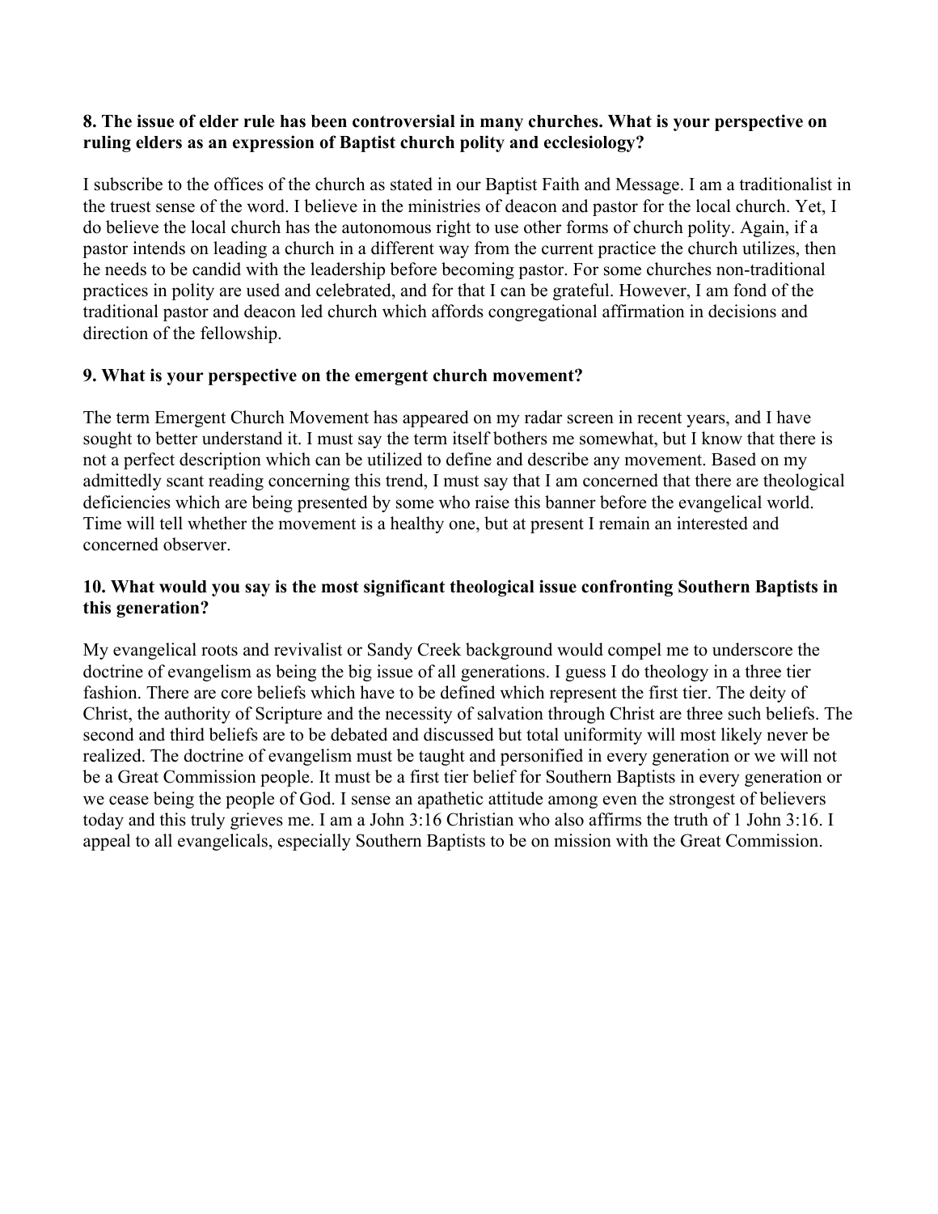**8. The issue of elder rule has been controversial in many churches. What is your perspective on ruling elders as an expression of Baptist church polity and ecclesiology?**

I subscribe to the offices of the church as stated in our Baptist Faith and Message. I am a traditionalist in the truest sense of the word. I believe in the ministries of deacon and pastor for the local church. Yet, I do believe the local church has the autonomous right to use other forms of church polity. Again, if a pastor intends on leading a church in a different way from the current practice the church utilizes, then he needs to be candid with the leadership before becoming pastor. For some churches non-traditional practices in polity are used and celebrated, and for that I can be grateful. However, I am fond of the traditional pastor and deacon led church which affords congregational affirmation in decisions and direction of the fellowship.

**9. What is your perspective on the emergent church movement?**

The term Emergent Church Movement has appeared on my radar screen in recent years, and I have sought to better understand it. I must say the term itself bothers me somewhat, but I know that there is not a perfect description which can be utilized to define and describe any movement. Based on my admittedly scant reading concerning this trend, I must say that I am concerned that there are theological deficiencies which are being presented by some who raise this banner before the evangelical world. Time will tell whether the movement is a healthy one, but at present I remain an interested and concerned observer.

**10. What would you say is the most significant theological issue confronting Southern Baptists in this generation?**

My evangelical roots and revivalist or Sandy Creek background would compel me to underscore the doctrine of evangelism as being the big issue of all generations. I guess I do theology in a three tier fashion. There are core beliefs which have to be defined which represent the first tier. The deity of Christ, the authority of Scripture and the necessity of salvation through Christ are three such beliefs. The second and third beliefs are to be debated and discussed but total uniformity will most likely never be realized. The doctrine of evangelism must be taught and personified in every generation or we will not be a Great Commission people. It must be a first tier belief for Southern Baptists in every generation or we cease being the people of God. I sense an apathetic attitude among even the strongest of believers today and this truly grieves me. I am a John 3:16 Christian who also affirms the truth of 1 John 3:16. I appeal to all evangelicals, especially Southern Baptists to be on mission with the Great Commission.